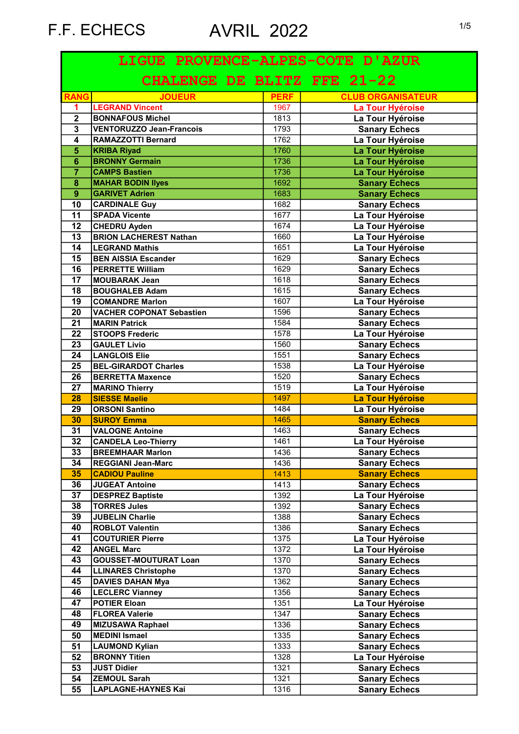F.F. ECHECS AVRIL 2022

## LIGUE PROVENCE-ALPES-COTE D'AZUR
## CHALENGE DE BLITZ FFE 21-22

| RANG | JOUEUR | PERF | CLUB ORGANISATEUR |
|---|---|---|---|
| 1 | LEGRAND Vincent | 1967 | La Tour Hyéroise |
| 2 | BONNAFOUS Michel | 1813 | La Tour Hyéroise |
| 3 | VENTORUZZO Jean-Francois | 1793 | Sanary Echecs |
| 4 | RAMAZZOTTI Bernard | 1762 | La Tour Hyéroise |
| 5 | KRIBA Riyad | 1760 | La Tour Hyéroise |
| 6 | BRONNY Germain | 1736 | La Tour Hyéroise |
| 7 | CAMPS Bastien | 1736 | La Tour Hyéroise |
| 8 | MAHAR BODIN Ilyes | 1692 | Sanary Echecs |
| 9 | GARIVET Adrien | 1683 | Sanary Echecs |
| 10 | CARDINALE Guy | 1682 | Sanary Echecs |
| 11 | SPADA Vicente | 1677 | La Tour Hyéroise |
| 12 | CHEDRU Ayden | 1674 | La Tour Hyéroise |
| 13 | BRION LACHEREST Nathan | 1660 | La Tour Hyéroise |
| 14 | LEGRAND Mathis | 1651 | La Tour Hyéroise |
| 15 | BEN AISSIA Escander | 1629 | Sanary Echecs |
| 16 | PERRETTE William | 1629 | Sanary Echecs |
| 17 | MOUBARAK Jean | 1618 | Sanary Echecs |
| 18 | BOUGHALEB Adam | 1615 | Sanary Echecs |
| 19 | COMANDRE Marlon | 1607 | La Tour Hyéroise |
| 20 | VACHER COPONAT Sebastien | 1596 | Sanary Echecs |
| 21 | MARIN Patrick | 1584 | Sanary Echecs |
| 22 | STOOPS Frederic | 1578 | La Tour Hyéroise |
| 23 | GAULET Livio | 1560 | Sanary Echecs |
| 24 | LANGLOIS Elie | 1551 | Sanary Echecs |
| 25 | BEL-GIRARDOT Charles | 1538 | La Tour Hyéroise |
| 26 | BERRETTA Maxence | 1520 | Sanary Echecs |
| 27 | MARINO Thierry | 1519 | La Tour Hyéroise |
| 28 | SIESSE Maelie | 1497 | La Tour Hyéroise |
| 29 | ORSONI Santino | 1484 | La Tour Hyéroise |
| 30 | SUROY Emma | 1465 | Sanary Echecs |
| 31 | VALOGNE Antoine | 1463 | Sanary Echecs |
| 32 | CANDELA Leo-Thierry | 1461 | La Tour Hyéroise |
| 33 | BREEMHAAR Marlon | 1436 | Sanary Echecs |
| 34 | REGGIANI Jean-Marc | 1436 | Sanary Echecs |
| 35 | CADIOU Pauline | 1413 | Sanary Echecs |
| 36 | JUGEAT Antoine | 1413 | Sanary Echecs |
| 37 | DESPREZ Baptiste | 1392 | La Tour Hyéroise |
| 38 | TORRES Jules | 1392 | Sanary Echecs |
| 39 | JUBELIN Charlie | 1388 | Sanary Echecs |
| 40 | ROBLOT Valentin | 1386 | Sanary Echecs |
| 41 | COUTURIER Pierre | 1375 | La Tour Hyéroise |
| 42 | ANGEL Marc | 1372 | La Tour Hyéroise |
| 43 | GOUSSET-MOUTURAT Loan | 1370 | Sanary Echecs |
| 44 | LLINARES Christophe | 1370 | Sanary Echecs |
| 45 | DAVIES DAHAN Mya | 1362 | Sanary Echecs |
| 46 | LECLERC Vianney | 1356 | Sanary Echecs |
| 47 | POTIER Eloan | 1351 | La Tour Hyéroise |
| 48 | FLOREA Valerie | 1347 | Sanary Echecs |
| 49 | MIZUSAWA Raphael | 1336 | Sanary Echecs |
| 50 | MEDINI Ismael | 1335 | Sanary Echecs |
| 51 | LAUMOND Kylian | 1333 | Sanary Echecs |
| 52 | BRONNY Titien | 1328 | La Tour Hyéroise |
| 53 | JUST Didier | 1321 | Sanary Echecs |
| 54 | ZEMOUL Sarah | 1321 | Sanary Echecs |
| 55 | LAPLAGNE-HAYNES Kai | 1316 | Sanary Echecs |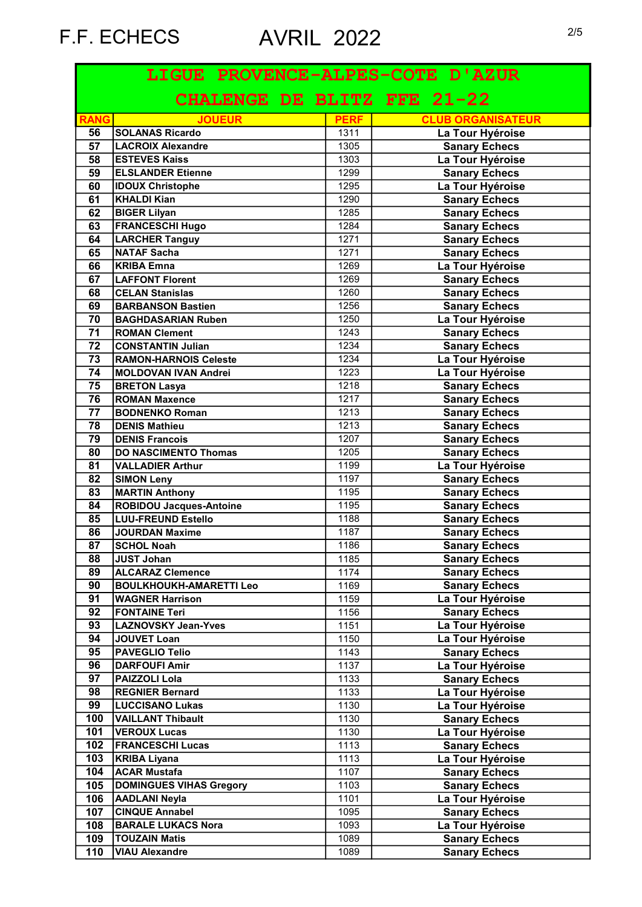F.F. ECHECS AVRIL 2022

| LIGUE PROVENCE-ALPES-COTE D'AZUR<br>CHALENGE DE BLITZ FFE 21-22 | | | |
|---|---|---|---|
| RANG | JOUEUR | PERF | CLUB ORGANISATEUR |
| 56 | SOLANAS Ricardo | 1311 | La Tour Hyéroise |
| 57 | LACROIX Alexandre | 1305 | Sanary Echecs |
| 58 | ESTEVES Kaiss | 1303 | La Tour Hyéroise |
| 59 | ELSLANDER Etienne | 1299 | Sanary Echecs |
| 60 | IDOUX Christophe | 1295 | La Tour Hyéroise |
| 61 | KHALDI Kian | 1290 | Sanary Echecs |
| 62 | BIGER Lilyan | 1285 | Sanary Echecs |
| 63 | FRANCESCHI Hugo | 1284 | Sanary Echecs |
| 64 | LARCHER Tanguy | 1271 | Sanary Echecs |
| 65 | NATAF Sacha | 1271 | Sanary Echecs |
| 66 | KRIBA Emna | 1269 | La Tour Hyéroise |
| 67 | LAFFONT Florent | 1269 | Sanary Echecs |
| 68 | CELAN Stanislas | 1260 | Sanary Echecs |
| 69 | BARBANSON Bastien | 1256 | Sanary Echecs |
| 70 | BAGHDASARIAN Ruben | 1250 | La Tour Hyéroise |
| 71 | ROMAN Clement | 1243 | Sanary Echecs |
| 72 | CONSTANTIN Julian | 1234 | Sanary Echecs |
| 73 | RAMON-HARNOIS Celeste | 1234 | La Tour Hyéroise |
| 74 | MOLDOVAN IVAN Andrei | 1223 | La Tour Hyéroise |
| 75 | BRETON Lasya | 1218 | Sanary Echecs |
| 76 | ROMAN Maxence | 1217 | Sanary Echecs |
| 77 | BODNENKO Roman | 1213 | Sanary Echecs |
| 78 | DENIS Mathieu | 1213 | Sanary Echecs |
| 79 | DENIS Francois | 1207 | Sanary Echecs |
| 80 | DO NASCIMENTO Thomas | 1205 | Sanary Echecs |
| 81 | VALLADIER Arthur | 1199 | La Tour Hyéroise |
| 82 | SIMON Leny | 1197 | Sanary Echecs |
| 83 | MARTIN Anthony | 1195 | Sanary Echecs |
| 84 | ROBIDOU Jacques-Antoine | 1195 | Sanary Echecs |
| 85 | LUU-FREUND Estello | 1188 | Sanary Echecs |
| 86 | JOURDAN Maxime | 1187 | Sanary Echecs |
| 87 | SCHOL Noah | 1186 | Sanary Echecs |
| 88 | JUST Johan | 1185 | Sanary Echecs |
| 89 | ALCARAZ Clemence | 1174 | Sanary Echecs |
| 90 | BOULKHOUKH-AMARETTI Leo | 1169 | Sanary Echecs |
| 91 | WAGNER Harrison | 1159 | La Tour Hyéroise |
| 92 | FONTAINE Teri | 1156 | Sanary Echecs |
| 93 | LAZNOVSKY Jean-Yves | 1151 | La Tour Hyéroise |
| 94 | JOUVET Loan | 1150 | La Tour Hyéroise |
| 95 | PAVEGLIO Telio | 1143 | Sanary Echecs |
| 96 | DARFOUFI Amir | 1137 | La Tour Hyéroise |
| 97 | PAIZZOLI Lola | 1133 | Sanary Echecs |
| 98 | REGNIER Bernard | 1133 | La Tour Hyéroise |
| 99 | LUCCISANO Lukas | 1130 | La Tour Hyéroise |
| 100 | VAILLANT Thibault | 1130 | Sanary Echecs |
| 101 | VEROUX Lucas | 1130 | La Tour Hyéroise |
| 102 | FRANCESCHI Lucas | 1113 | Sanary Echecs |
| 103 | KRIBA Liyana | 1113 | La Tour Hyéroise |
| 104 | ACAR Mustafa | 1107 | Sanary Echecs |
| 105 | DOMINGUES VIHAS Gregory | 1103 | Sanary Echecs |
| 106 | AADLANI Neyla | 1101 | La Tour Hyéroise |
| 107 | CINQUE Annabel | 1095 | Sanary Echecs |
| 108 | BARALE LUKACS Nora | 1093 | La Tour Hyéroise |
| 109 | TOUZAIN Matis | 1089 | Sanary Echecs |
| 110 | VIAU Alexandre | 1089 | Sanary Echecs |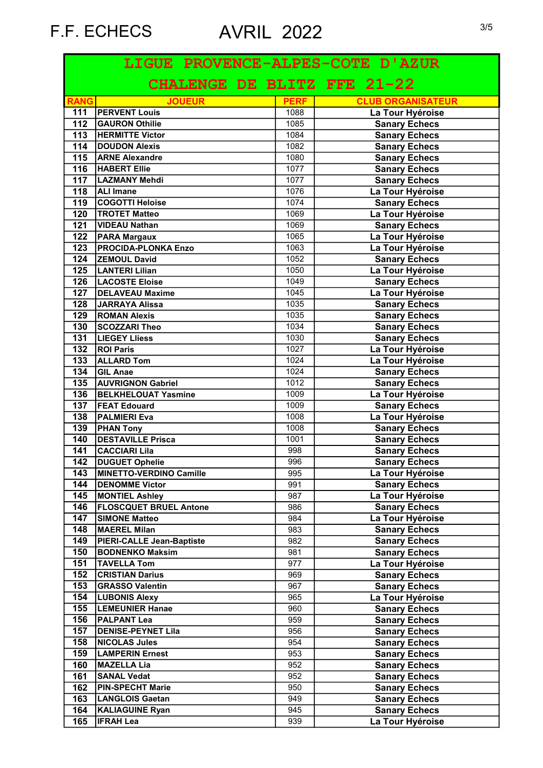F.F. ECHECS AVRIL 2022

| LIGUE PROVENCE-ALPES-COTE D'AZUR CHALENGE DE BLITZ FFE 21-22 | | | |
|---|---|---|---|
| RANG | JOUEUR | PERF | CLUB ORGANISATEUR |
| 111 | PERVENT Louis | 1088 | La Tour Hyéroise |
| 112 | GAURON Othilie | 1085 | Sanary Echecs |
| 113 | HERMITTE Victor | 1084 | Sanary Echecs |
| 114 | DOUDON Alexis | 1082 | Sanary Echecs |
| 115 | ARNE Alexandre | 1080 | Sanary Echecs |
| 116 | HABERT Ellie | 1077 | Sanary Echecs |
| 117 | LAZMANY Mehdi | 1077 | Sanary Echecs |
| 118 | ALI Imane | 1076 | La Tour Hyéroise |
| 119 | COGOTTI Heloise | 1074 | Sanary Echecs |
| 120 | TROTET Matteo | 1069 | La Tour Hyéroise |
| 121 | VIDEAU Nathan | 1069 | Sanary Echecs |
| 122 | PARA Margaux | 1065 | La Tour Hyéroise |
| 123 | PROCIDA-PLONKA Enzo | 1063 | La Tour Hyéroise |
| 124 | ZEMOUL David | 1052 | Sanary Echecs |
| 125 | LANTERI Lilian | 1050 | La Tour Hyéroise |
| 126 | LACOSTE Eloise | 1049 | Sanary Echecs |
| 127 | DELAVEAU Maxime | 1045 | La Tour Hyéroise |
| 128 | JARRAYA Alissa | 1035 | Sanary Echecs |
| 129 | ROMAN Alexis | 1035 | Sanary Echecs |
| 130 | SCOZZARI Theo | 1034 | Sanary Echecs |
| 131 | LIEGEY Lliess | 1030 | Sanary Echecs |
| 132 | ROI Paris | 1027 | La Tour Hyéroise |
| 133 | ALLARD Tom | 1024 | La Tour Hyéroise |
| 134 | GIL Anae | 1024 | Sanary Echecs |
| 135 | AUVRIGNON Gabriel | 1012 | Sanary Echecs |
| 136 | BELKHELOUAT Yasmine | 1009 | La Tour Hyéroise |
| 137 | FEAT Edouard | 1009 | Sanary Echecs |
| 138 | PALMIERI Eva | 1008 | La Tour Hyéroise |
| 139 | PHAN Tony | 1008 | Sanary Echecs |
| 140 | DESTAVILLE Prisca | 1001 | Sanary Echecs |
| 141 | CACCIARI Lila | 998 | Sanary Echecs |
| 142 | DUGUET Ophelie | 996 | Sanary Echecs |
| 143 | MINETTO-VERDINO Camille | 995 | La Tour Hyéroise |
| 144 | DENOMME Victor | 991 | Sanary Echecs |
| 145 | MONTIEL Ashley | 987 | La Tour Hyéroise |
| 146 | FLOSCQUET BRUEL Antone | 986 | Sanary Echecs |
| 147 | SIMONE Matteo | 984 | La Tour Hyéroise |
| 148 | MAEREL Milan | 983 | Sanary Echecs |
| 149 | PIERI-CALLE Jean-Baptiste | 982 | Sanary Echecs |
| 150 | BODNENKO Maksim | 981 | Sanary Echecs |
| 151 | TAVELLA Tom | 977 | La Tour Hyéroise |
| 152 | CRISTIAN Darius | 969 | Sanary Echecs |
| 153 | GRASSO Valentin | 967 | Sanary Echecs |
| 154 | LUBONIS Alexy | 965 | La Tour Hyéroise |
| 155 | LEMEUNIER Hanae | 960 | Sanary Echecs |
| 156 | PALPANT Lea | 959 | Sanary Echecs |
| 157 | DENISE-PEYNET Lila | 956 | Sanary Echecs |
| 158 | NICOLAS Jules | 954 | Sanary Echecs |
| 159 | LAMPERIN Ernest | 953 | Sanary Echecs |
| 160 | MAZELLA Lia | 952 | Sanary Echecs |
| 161 | SANAL Vedat | 952 | Sanary Echecs |
| 162 | PIN-SPECHT Marie | 950 | Sanary Echecs |
| 163 | LANGLOIS Gaetan | 949 | Sanary Echecs |
| 164 | KALIAGUINE Ryan | 945 | Sanary Echecs |
| 165 | IFRAH Lea | 939 | La Tour Hyéroise |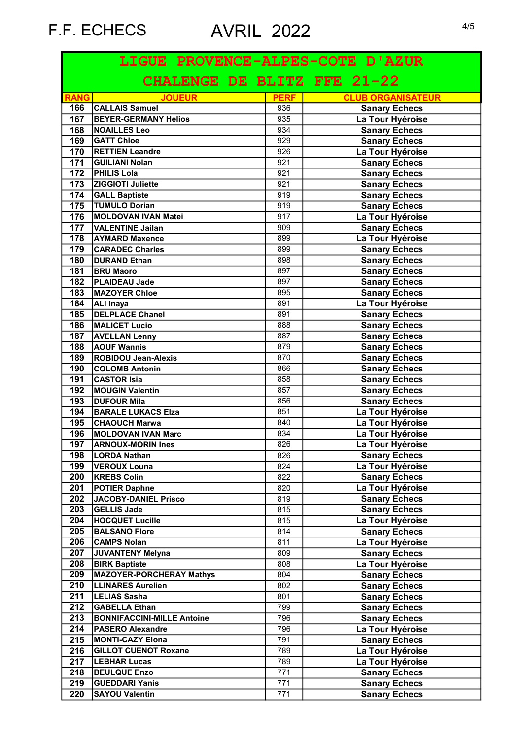F.F. ECHECS AVRIL 2022

| LIGUE PROVENCE-ALPES-COTE D'AZUR | | | |
|---|---|---|---|
| CHALENGE DE BLITZ FFE 21-22 | | | |
| RANG | JOUEUR | PERF | CLUB ORGANISATEUR |
| 166 | CALLAIS Samuel | 936 | Sanary Echecs |
| 167 | BEYER-GERMANY Helios | 935 | La Tour Hyéroise |
| 168 | NOAILLES Leo | 934 | Sanary Echecs |
| 169 | GATT Chloe | 929 | Sanary Echecs |
| 170 | RETTIEN Leandre | 926 | La Tour Hyéroise |
| 171 | GUILIANI Nolan | 921 | Sanary Echecs |
| 172 | PHILIS Lola | 921 | Sanary Echecs |
| 173 | ZIGGIOTI Juliette | 921 | Sanary Echecs |
| 174 | GALL Baptiste | 919 | Sanary Echecs |
| 175 | TUMULO Dorian | 919 | Sanary Echecs |
| 176 | MOLDOVAN IVAN Matei | 917 | La Tour Hyéroise |
| 177 | VALENTINE Jailan | 909 | Sanary Echecs |
| 178 | AYMARD Maxence | 899 | La Tour Hyéroise |
| 179 | CARADEC Charles | 899 | Sanary Echecs |
| 180 | DURAND Ethan | 898 | Sanary Echecs |
| 181 | BRU Maoro | 897 | Sanary Echecs |
| 182 | PLAIDEAU Jade | 897 | Sanary Echecs |
| 183 | MAZOYER Chloe | 895 | Sanary Echecs |
| 184 | ALI Inaya | 891 | La Tour Hyéroise |
| 185 | DELPLACE Chanel | 891 | Sanary Echecs |
| 186 | MALICET Lucio | 888 | Sanary Echecs |
| 187 | AVELLAN Lenny | 887 | Sanary Echecs |
| 188 | AOUF Wannis | 879 | Sanary Echecs |
| 189 | ROBIDOU Jean-Alexis | 870 | Sanary Echecs |
| 190 | COLOMB Antonin | 866 | Sanary Echecs |
| 191 | CASTOR Isia | 858 | Sanary Echecs |
| 192 | MOUGIN Valentin | 857 | Sanary Echecs |
| 193 | DUFOUR Mila | 856 | Sanary Echecs |
| 194 | BARALE LUKACS Elza | 851 | La Tour Hyéroise |
| 195 | CHAOUCH Marwa | 840 | La Tour Hyéroise |
| 196 | MOLDOVAN IVAN Marc | 834 | La Tour Hyéroise |
| 197 | ARNOUX-MORIN Ines | 826 | La Tour Hyéroise |
| 198 | LORDA Nathan | 826 | Sanary Echecs |
| 199 | VEROUX Louna | 824 | La Tour Hyéroise |
| 200 | KREBS Colin | 822 | Sanary Echecs |
| 201 | POTIER Daphne | 820 | La Tour Hyéroise |
| 202 | JACOBY-DANIEL Prisco | 819 | Sanary Echecs |
| 203 | GELLIS Jade | 815 | Sanary Echecs |
| 204 | HOCQUET Lucille | 815 | La Tour Hyéroise |
| 205 | BALSANO Flore | 814 | Sanary Echecs |
| 206 | CAMPS Nolan | 811 | La Tour Hyéroise |
| 207 | JUVANTENY Melyna | 809 | Sanary Echecs |
| 208 | BIRK Baptiste | 808 | La Tour Hyéroise |
| 209 | MAZOYER-PORCHERAY Mathys | 804 | Sanary Echecs |
| 210 | LLINARES Aurelien | 802 | Sanary Echecs |
| 211 | LELIAS Sasha | 801 | Sanary Echecs |
| 212 | GABELLA Ethan | 799 | Sanary Echecs |
| 213 | BONNIFACCINI-MILLE Antoine | 796 | Sanary Echecs |
| 214 | PASERO Alexandre | 796 | La Tour Hyéroise |
| 215 | MONTI-CAZY Elona | 791 | Sanary Echecs |
| 216 | GILLOT CUENOT Roxane | 789 | La Tour Hyéroise |
| 217 | LEBHAR Lucas | 789 | La Tour Hyéroise |
| 218 | BEULQUE Enzo | 771 | Sanary Echecs |
| 219 | GUEDDARI Yanis | 771 | Sanary Echecs |
| 220 | SAYOU Valentin | 771 | Sanary Echecs |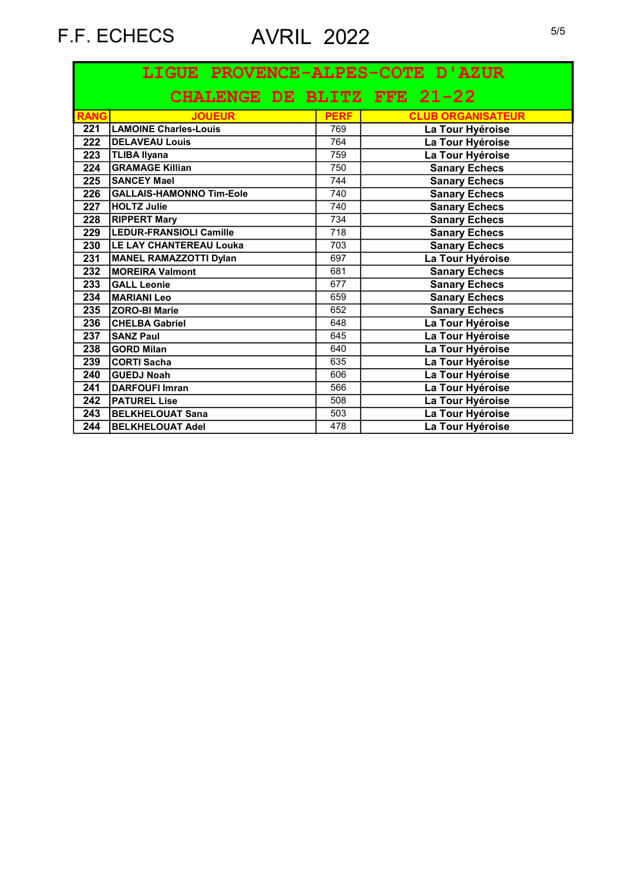F.F. ECHECS AVRIL 2022

# LIGUE PROVENCE-ALPES-COTE D'AZUR

## CHALENGE DE BLITZ FFE 21-22

| RANG | JOUEUR | PERF | CLUB ORGANISATEUR |
|---|---|---|---|
| 221 | LAMOINE Charles-Louis | 769 | La Tour Hyéroise |
| 222 | DELAVEAU Louis | 764 | La Tour Hyéroise |
| 223 | TLIBA Ilyana | 759 | La Tour Hyéroise |
| 224 | GRAMAGE Killian | 750 | Sanary Echecs |
| 225 | SANCEY Mael | 744 | Sanary Echecs |
| 226 | GALLAIS-HAMONNO Tim-Eole | 740 | Sanary Echecs |
| 227 | HOLTZ Julie | 740 | Sanary Echecs |
| 228 | RIPPERT Mary | 734 | Sanary Echecs |
| 229 | LEDUR-FRANSIOLI Camille | 718 | Sanary Echecs |
| 230 | LE LAY CHANTEREAU Louka | 703 | Sanary Echecs |
| 231 | MANEL RAMAZZOTTI Dylan | 697 | La Tour Hyéroise |
| 232 | MOREIRA Valmont | 681 | Sanary Echecs |
| 233 | GALL Leonie | 677 | Sanary Echecs |
| 234 | MARIANI Leo | 659 | Sanary Echecs |
| 235 | ZORO-BI Marie | 652 | Sanary Echecs |
| 236 | CHELBA Gabriel | 648 | La Tour Hyéroise |
| 237 | SANZ Paul | 645 | La Tour Hyéroise |
| 238 | GORD Milan | 640 | La Tour Hyéroise |
| 239 | CORTI Sacha | 635 | La Tour Hyéroise |
| 240 | GUEDJ Noah | 606 | La Tour Hyéroise |
| 241 | DARFOUFI Imran | 566 | La Tour Hyéroise |
| 242 | PATUREL Lise | 508 | La Tour Hyéroise |
| 243 | BELKHELOUAT Sana | 503 | La Tour Hyéroise |
| 244 | BELKHELOUAT Adel | 478 | La Tour Hyéroise |